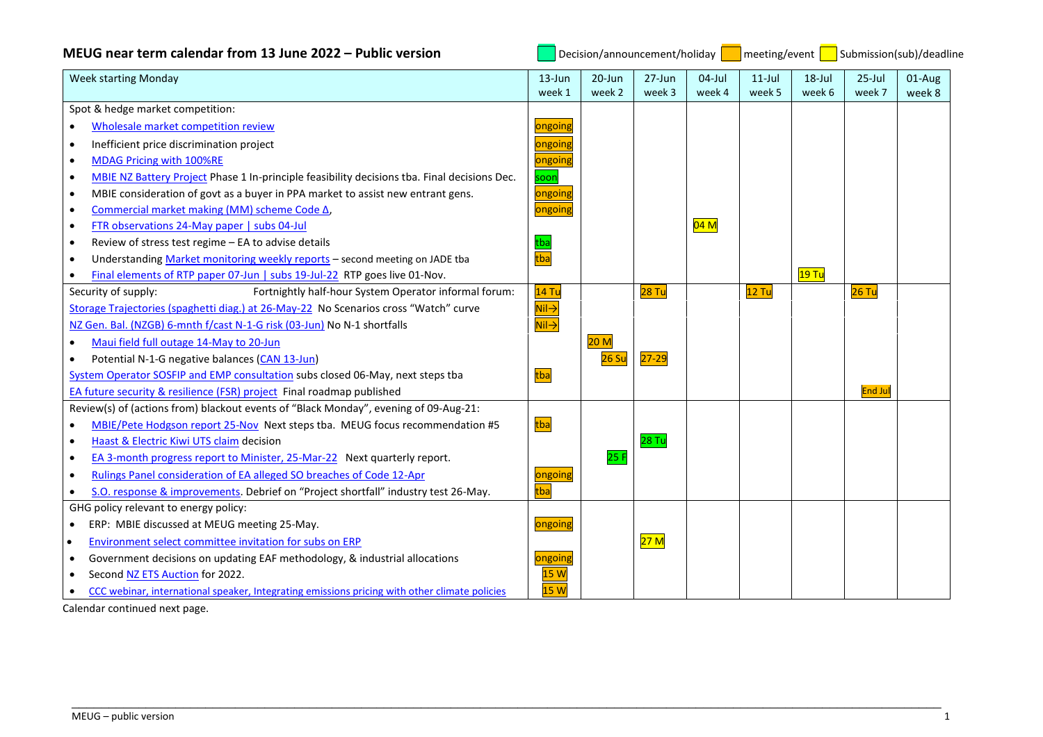# MEUG near term calendar from 13 June 2022 – Public version

Decision/announcement/holiday | meeting/event | Submission(sub)/deadline

| Week starting Monday | 13-Jun week 1 | 20-Jun week 2 | 27-Jun week 3 | 04-Jul week 4 | 11-Jul week 5 | 18-Jul week 6 | 25-Jul week 7 | 01-Aug week 8 |
|---|---|---|---|---|---|---|---|---|
| Spot & hedge market competition: | | | | | | | | |
| • Wholesale market competition review | ongoing | | | | | | | |
| • Inefficient price discrimination project | ongoing | | | | | | | |
| • MDAG Pricing with 100%RE | ongoing | | | | | | | |
| • MBIE NZ Battery Project Phase 1 In-principle feasibility decisions tba. Final decisions Dec. | soon | | | | | | | |
| • MBIE consideration of govt as a buyer in PPA market to assist new entrant gens. | ongoing | | | | | | | |
| • Commercial market making (MM) scheme Code Δ, | ongoing | | | | | | | |
| • FTR observations 24-May paper \| subs 04-Jul | | | | 04 M | | | | |
| • Review of stress test regime – EA to advise details | tba | | | | | | | |
| • Understanding Market monitoring weekly reports – second meeting on JADE tba | tba | | | | | | | |
| • Final elements of RTP paper 07-Jun \| subs 19-Jul-22 RTP goes live 01-Nov. | | | | | | 19 Tu | | |
| Security of supply: Fortnightly half-hour System Operator informal forum: | 14 Tu | | 28 Tu | | 12 Tu | | 26 Tu | |
| Storage Trajectories (spaghetti diag.) at 26-May-22 No Scenarios cross "Watch" curve | Nil→ | | | | | | | |
| NZ Gen. Bal. (NZGB) 6-mnth f/cast N-1-G risk (03-Jun) No N-1 shortfalls | Nil→ | | | | | | | |
| • Maui field full outage 14-May to 20-Jun | | 20 M | | | | | | |
| • Potential N-1-G negative balances (CAN 13-Jun) | | 26 Su | 27-29 | | | | | |
| System Operator SOSFIP and EMP consultation subs closed 06-May, next steps tba | tba | | | | | | | |
| EA future security & resilience (FSR) project Final roadmap published | | | | | | | End Jul | |
| Review(s) of (actions from) blackout events of "Black Monday", evening of 09-Aug-21: | | | | | | | | |
| • MBIE/Pete Hodgson report 25-Nov Next steps tba. MEUG focus recommendation #5 | tba | | | | | | | |
| • Haast & Electric Kiwi UTS claim decision | | | 28 Tu | | | | | |
| • EA 3-month progress report to Minister, 25-Mar-22 Next quarterly report. | | 25 F | | | | | | |
| • Rulings Panel consideration of EA alleged SO breaches of Code 12-Apr | ongoing | | | | | | | |
| • S.O. response & improvements. Debrief on "Project shortfall" industry test 26-May. | tba | | | | | | | |
| GHG policy relevant to energy policy: | | | | | | | | |
| • ERP: MBIE discussed at MEUG meeting 25-May. | ongoing | | | | | | | |
| • Environment select committee invitation for subs on ERP | | | 27 M | | | | | |
| • Government decisions on updating EAF methodology, & industrial allocations | ongoing | | | | | | | |
| • Second NZ ETS Auction for 2022. | 15 W | | | | | | | |
| • CCC webinar, international speaker, Integrating emissions pricing with other climate policies | 15 W | | | | | | | |

Calendar continued next page.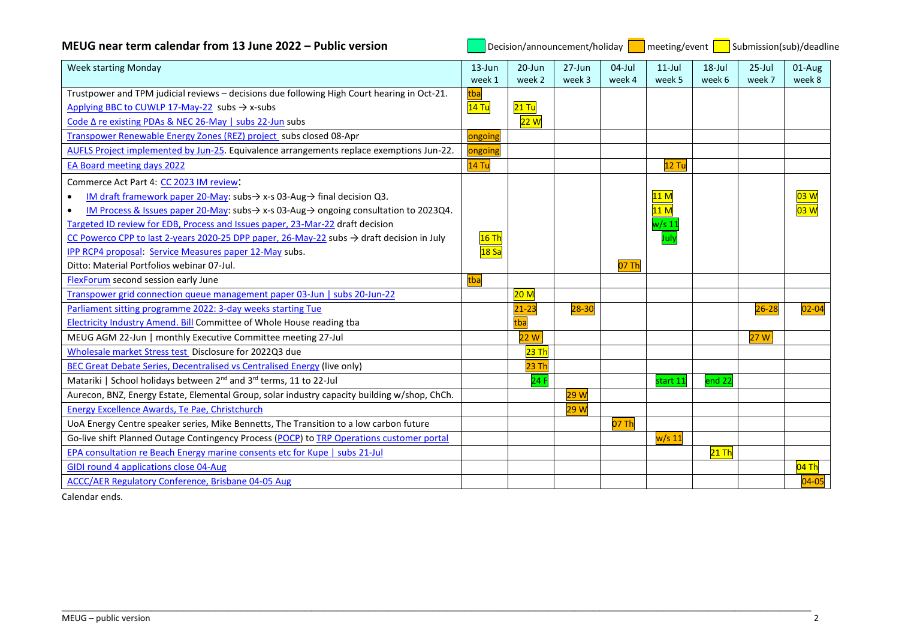## MEUG near term calendar from 13 June 2022 – Public version

Decision/announcement/holiday | meeting/event | Submission(sub)/deadline

| Week starting Monday | 13-Jun week 1 | 20-Jun week 2 | 27-Jun week 3 | 04-Jul week 4 | 11-Jul week 5 | 18-Jul week 6 | 25-Jul week 7 | 01-Aug week 8 |
|---|---|---|---|---|---|---|---|---|
| Trustpower and TPM judicial reviews – decisions due following High Court hearing in Oct-21. | tba | | | | | | | |
| Applying BBC to CUWLP 17-May-22 subs → x-subs | 14 Tu | 21 Tu | | | | | | |
| Code Δ re existing PDAs & NEC 26-May \| subs 22-Jun subs | | 22 W | | | | | | |
| Transpower Renewable Energy Zones (REZ) project subs closed 08-Apr | ongoing | | | | | | | |
| AUFLS Project implemented by Jun-25. Equivalence arrangements replace exemptions Jun-22. | ongoing | | | | | | | |
| EA Board meeting days 2022 | 14 Tu | | | | 12 Tu | | | |
| Commerce Act Part 4: CC 2023 IM review: | | | | | | | | |
| • IM draft framework paper 20-May: subs→ x-s 03-Aug→ final decision Q3. | | | | | 11 M | | | 03 W |
| • IM Process & Issues paper 20-May: subs→ x-s 03-Aug→ ongoing consultation to 2023Q4. | | | | | 11 M | | | 03 W |
| Targeted ID review for EDB, Process and Issues paper, 23-Mar-22 draft decision | | | | | w/s 11 | | | |
| CC Powerco CPP to last 2-years 2020-25 DPP paper, 26-May-22 subs → draft decision in July | 16 Th | | | | July | | | |
| IPP RCP4 proposal: Service Measures paper 12-May subs. | 18 Sa | | | | | | | |
| Ditto: Material Portfolios webinar 07-Jul. | | | | 07 Th | | | | |
| FlexForum second session early June | tba | | | | | | | |
| Transpower grid connection queue management paper 03-Jun \| subs 20-Jun-22 | | 20 M | | | | | | |
| Parliament sitting programme 2022: 3-day weeks starting Tue | | 21-23 | 28-30 | | | | 26-28 | 02-04 |
| Electricity Industry Amend. Bill Committee of Whole House reading tba | | tba | | | | | | |
| MEUG AGM 22-Jun \| monthly Executive Committee meeting 27-Jul | | 22 W | | | | | 27 W | |
| Wholesale market Stress test Disclosure for 2022Q3 due | | 23 Th | | | | | | |
| BEC Great Debate Series, Decentralised vs Centralised Energy (live only) | | 23 Th | | | | | | |
| Matariki \| School holidays between 2nd and 3rd terms, 11 to 22-Jul | | 24 F | | | start 11 | end 22 | | |
| Aurecon, BNZ, Energy Estate, Elemental Group, solar industry capacity building w/shop, ChCh. | | | 29 W | | | | | |
| Energy Excellence Awards, Te Pae, Christchurch | | | 29 W | | | | | |
| UoA Energy Centre speaker series, Mike Bennetts, The Transition to a low carbon future | | | | 07 Th | | | | |
| Go-live shift Planned Outage Contingency Process (POCP) to TRP Operations customer portal | | | | | w/s 11 | | | |
| EPA consultation re Beach Energy marine consents etc for Kupe \| subs 21-Jul | | | | | | 21 Th | | |
| GIDI round 4 applications close 04-Aug | | | | | | | | 04 Th |
| ACCC/AER Regulatory Conference, Brisbane 04-05 Aug | | | | | | | | 04-05 |

Calendar ends.